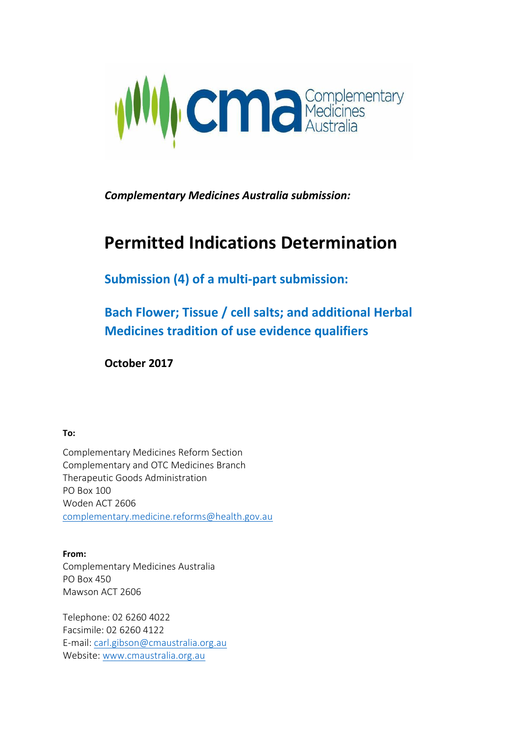*Complementary Medicines Australia submission:*

# Permitted Indications Determination

## Submission (4) of a multi-part submission:

## Bach Flower; Tissue / cell salts; and additional Herbal Medicines tradition of use evidence qualifiers

**October 2017**

**To:**

Complementary Medicines Reform Section
Complementary and OTC Medicines Branch
Therapeutic Goods Administration
PO Box 100
Woden ACT 2606
complementary.medicine.reforms@health.gov.au

**From:**
Complementary Medicines Australia
PO Box 450
Mawson ACT 2606

Telephone: 02 6260 4022
Facsimile: 02 6260 4122
E-mail: carl.gibson@cmaustralia.org.au
Website: www.cmaustralia.org.au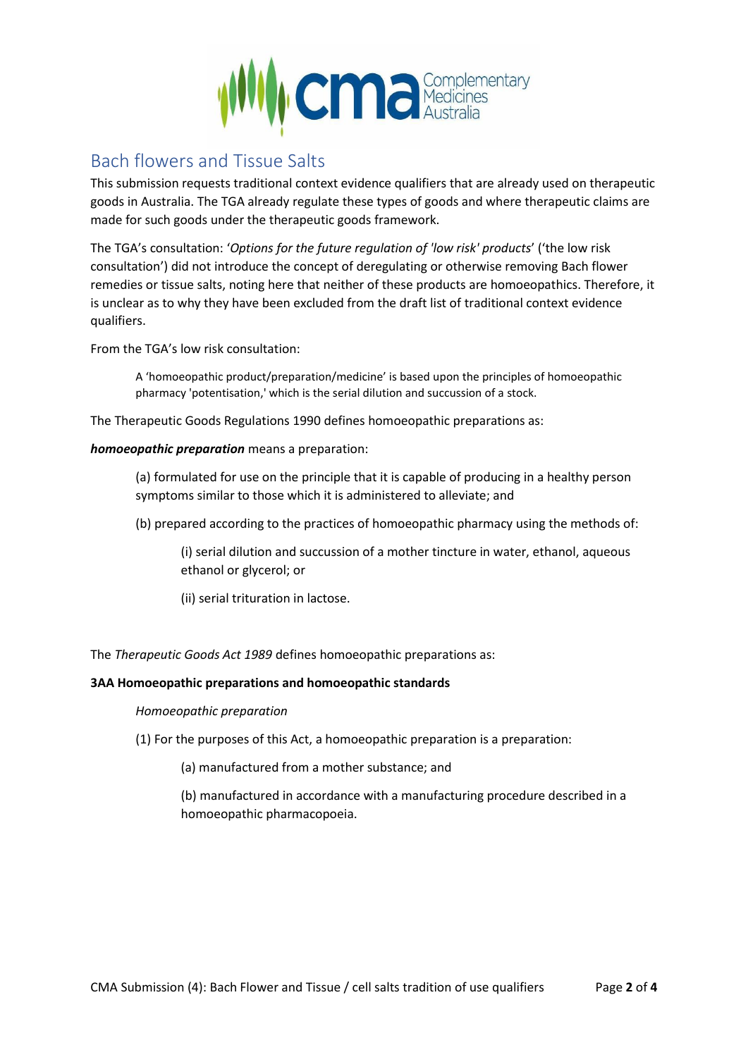## Bach flowers and Tissue Salts

This submission requests traditional context evidence qualifiers that are already used on therapeutic goods in Australia. The TGA already regulate these types of goods and where therapeutic claims are made for such goods under the therapeutic goods framework.

The TGA's consultation: '*Options for the future regulation of 'low risk' products*' ('the low risk consultation') did not introduce the concept of deregulating or otherwise removing Bach flower remedies or tissue salts, noting here that neither of these products are homoeopathics. Therefore, it is unclear as to why they have been excluded from the draft list of traditional context evidence qualifiers.

From the TGA's low risk consultation:

> A 'homoeopathic product/preparation/medicine' is based upon the principles of homoeopathic pharmacy 'potentisation,' which is the serial dilution and succussion of a stock.

The Therapeutic Goods Regulations 1990 defines homoeopathic preparations as:

***homoeopathic preparation*** means a preparation:

> (a) formulated for use on the principle that it is capable of producing in a healthy person symptoms similar to those which it is administered to alleviate; and
>
> (b) prepared according to the practices of homoeopathic pharmacy using the methods of:
>
> > (i) serial dilution and succussion of a mother tincture in water, ethanol, aqueous ethanol or glycerol; or
> >
> > (ii) serial trituration in lactose.

The *Therapeutic Goods Act 1989* defines homoeopathic preparations as:

**3AA Homoeopathic preparations and homoeopathic standards**

> *Homoeopathic preparation*
>
> (1) For the purposes of this Act, a homoeopathic preparation is a preparation:
>
> > (a) manufactured from a mother substance; and
> >
> > (b) manufactured in accordance with a manufacturing procedure described in a homoeopathic pharmacopoeia.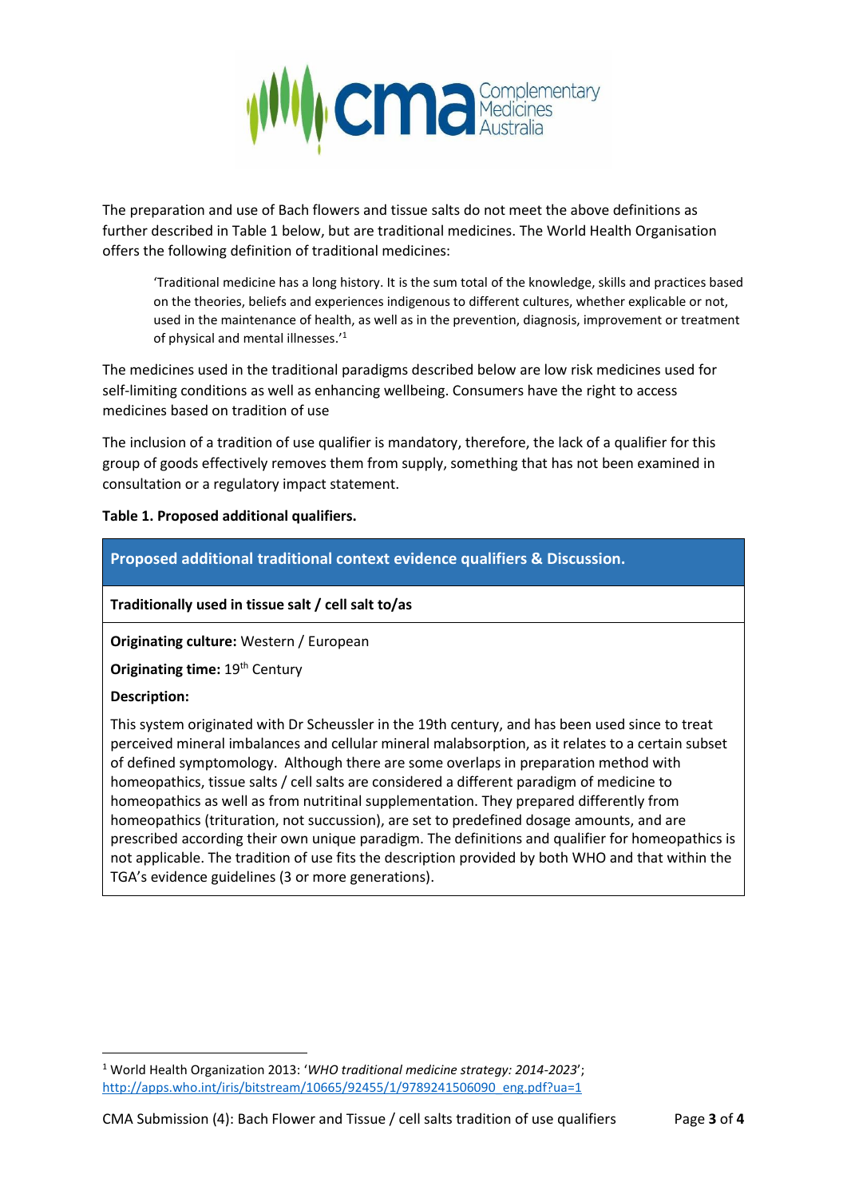The preparation and use of Bach flowers and tissue salts do not meet the above definitions as further described in Table 1 below, but are traditional medicines. The World Health Organisation offers the following definition of traditional medicines:

> 'Traditional medicine has a long history. It is the sum total of the knowledge, skills and practices based on the theories, beliefs and experiences indigenous to different cultures, whether explicable or not, used in the maintenance of health, as well as in the prevention, diagnosis, improvement or treatment of physical and mental illnesses.'[1]

The medicines used in the traditional paradigms described below are low risk medicines used for self-limiting conditions as well as enhancing wellbeing. Consumers have the right to access medicines based on tradition of use

The inclusion of a tradition of use qualifier is mandatory, therefore, the lack of a qualifier for this group of goods effectively removes them from supply, something that has not been examined in consultation or a regulatory impact statement.

**Table 1. Proposed additional qualifiers.**

| **Proposed additional traditional context evidence qualifiers & Discussion.** |
|---|
| **Traditionally used in tissue salt / cell salt to/as** |
| **Originating culture:** Western / European<br>**Originating time:** 19th Century<br>**Description:**<br>This system originated with Dr Scheussler in the 19th century, and has been used since to treat perceived mineral imbalances and cellular mineral malabsorption, as it relates to a certain subset of defined symptomology. Although there are some overlaps in preparation method with homeopathics, tissue salts / cell salts are considered a different paradigm of medicine to homeopathics as well as from nutritinal supplementation. They prepared differently from homeopathics (trituration, not succussion), are set to predefined dosage amounts, and are prescribed according their own unique paradigm. The definitions and qualifier for homeopathics is not applicable. The tradition of use fits the description provided by both WHO and that within the TGA's evidence guidelines (3 or more generations). |

[1] World Health Organization 2013: '*WHO traditional medicine strategy: 2014-2023*'; http://apps.who.int/iris/bitstream/10665/92455/1/9789241506090_eng.pdf?ua=1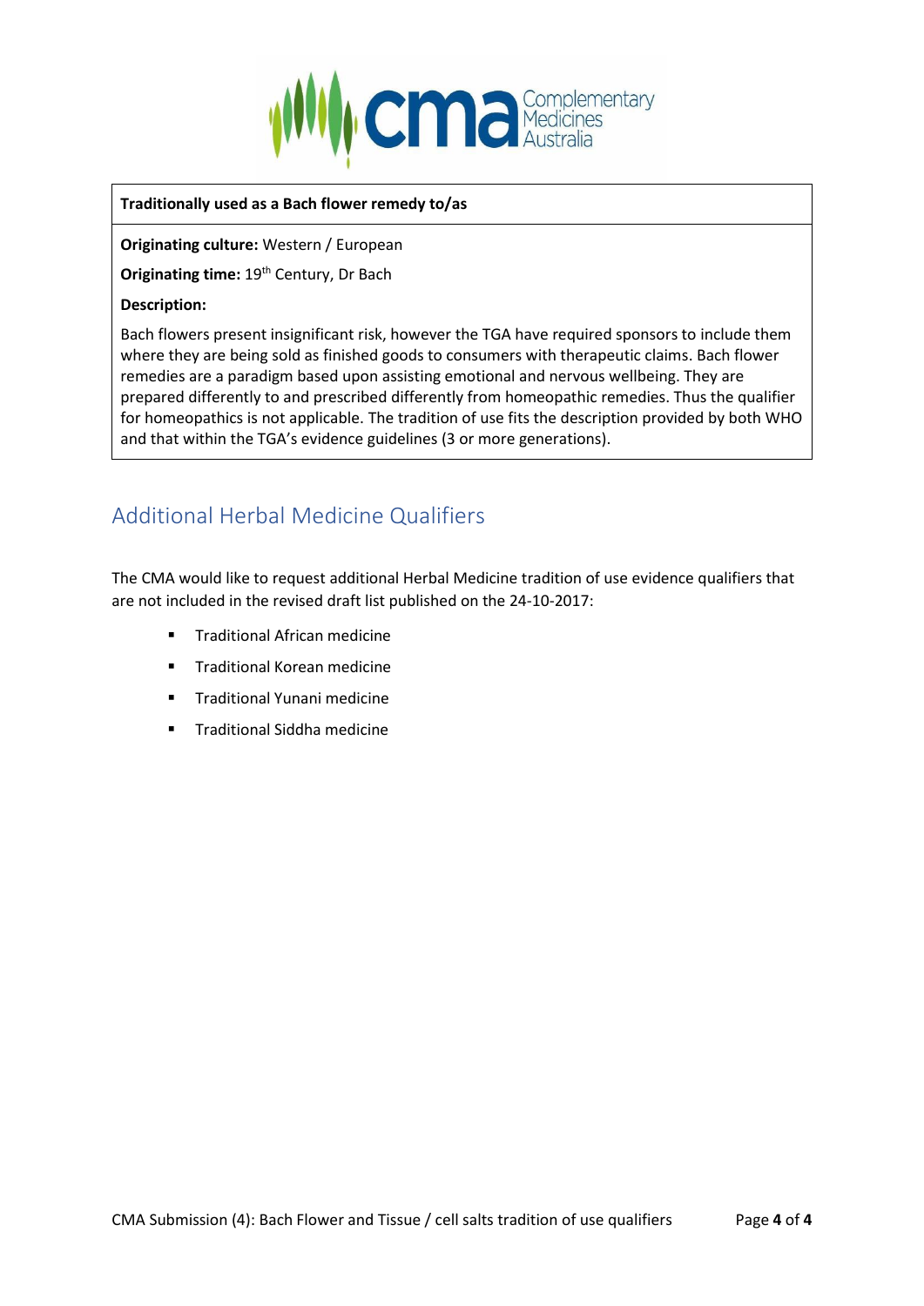**Traditionally used as a Bach flower remedy to/as**

**Originating culture:** Western / European

**Originating time:** 19th Century, Dr Bach

**Description:**

Bach flowers present insignificant risk, however the TGA have required sponsors to include them where they are being sold as finished goods to consumers with therapeutic claims. Bach flower remedies are a paradigm based upon assisting emotional and nervous wellbeing. They are prepared differently to and prescribed differently from homeopathic remedies. Thus the qualifier for homeopathics is not applicable. The tradition of use fits the description provided by both WHO and that within the TGA's evidence guidelines (3 or more generations).

## Additional Herbal Medicine Qualifiers

The CMA would like to request additional Herbal Medicine tradition of use evidence qualifiers that are not included in the revised draft list published on the 24-10-2017:

- Traditional African medicine
- Traditional Korean medicine
- Traditional Yunani medicine
- Traditional Siddha medicine